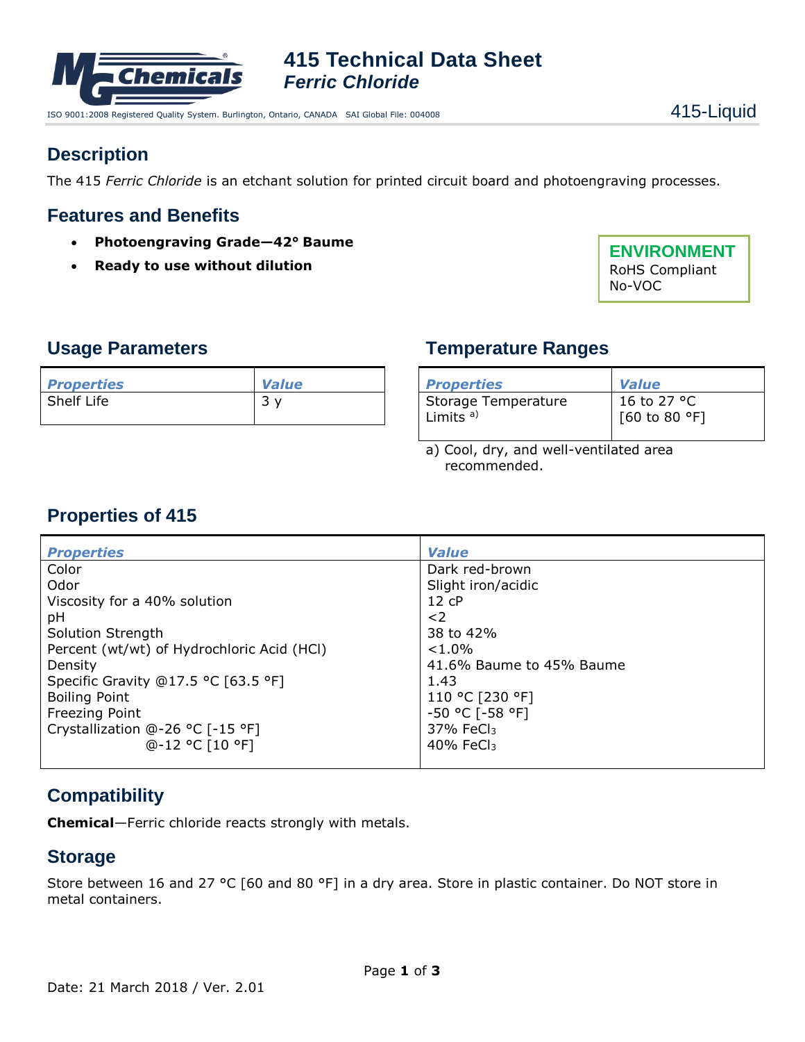# 415 Technical Data Sheet
## *Ferric Chloride*

ISO 9001:2008 Registered Quality System. Burlington, Ontario, CANADA SAI Global File: 004008

415-Liquid

## Description

The 415 *Ferric Chloride* is an etchant solution for printed circuit board and photoengraving processes.

## Features and Benefits

- **Photoengraving Grade—42° Baume**
- **Ready to use without dilution**

**ENVIRONMENT**
RoHS Compliant
No-VOC

## Usage Parameters

| *Properties* | *Value* |
|---|---|
| Shelf Life | 3 y |

## Temperature Ranges

| *Properties* | *Value* |
|---|---|
| Storage Temperature Limits [a)] | 16 to 27 °C [60 to 80 °F] |

a) Cool, dry, and well-ventilated area recommended.

## Properties of 415

| *Properties* | *Value* |
|---|---|
| Color | Dark red-brown |
| Odor | Slight iron/acidic |
| Viscosity for a 40% solution | 12 cP |
| pH | <2 |
| Solution Strength | 38 to 42% |
| Percent (wt/wt) of Hydrochloric Acid (HCl) | <1.0% |
| Density | 41.6% Baume to 45% Baume |
| Specific Gravity @17.5 °C [63.5 °F] | 1.43 |
| Boiling Point | 110 °C [230 °F] |
| Freezing Point | -50 °C [-58 °F] |
| Crystallization @-26 °C [-15 °F] | 37% $FeCl_3$ |
| @-12 °C [10 °F] | 40% $FeCl_3$ |

## Compatibility

**Chemical**—Ferric chloride reacts strongly with metals.

## Storage

Store between 16 and 27 °C [60 and 80 °F] in a dry area. Store in plastic container. Do NOT store in metal containers.

Date: 21 March 2018 / Ver. 2.01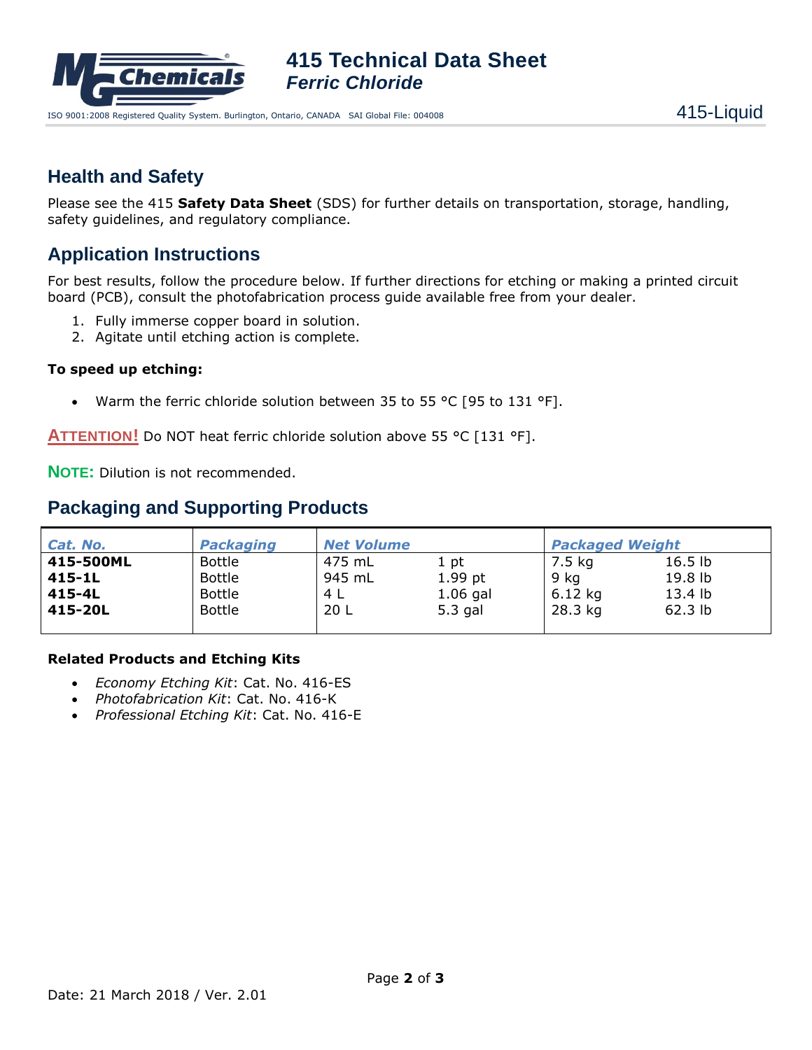## Health and Safety

Please see the 415 **Safety Data Sheet** (SDS) for further details on transportation, storage, handling, safety guidelines, and regulatory compliance.

## Application Instructions

For best results, follow the procedure below. If further directions for etching or making a printed circuit board (PCB), consult the photofabrication process guide available free from your dealer.

1. Fully immerse copper board in solution.
2. Agitate until etching action is complete.

**To speed up etching:**

- Warm the ferric chloride solution between 35 to 55 °C [95 to 131 °F].

**ATTENTION!** Do NOT heat ferric chloride solution above 55 °C [131 °F].

**NOTE:** Dilution is not recommended.

## Packaging and Supporting Products

| *Cat. No.* | *Packaging* | *Net Volume* | | *Packaged Weight* | |
|---|---|---|---|---|---|
| **415-500ML** | Bottle | 475 mL | 1 pt | 7.5 kg | 16.5 lb |
| **415-1L** | Bottle | 945 mL | 1.99 pt | 9 kg | 19.8 lb |
| **415-4L** | Bottle | 4 L | 1.06 gal | 6.12 kg | 13.4 lb |
| **415-20L** | Bottle | 20 L | 5.3 gal | 28.3 kg | 62.3 lb |

**Related Products and Etching Kits**

- *Economy Etching Kit*: Cat. No. 416-ES
- *Photofabrication Kit*: Cat. No. 416-K
- *Professional Etching Kit*: Cat. No. 416-E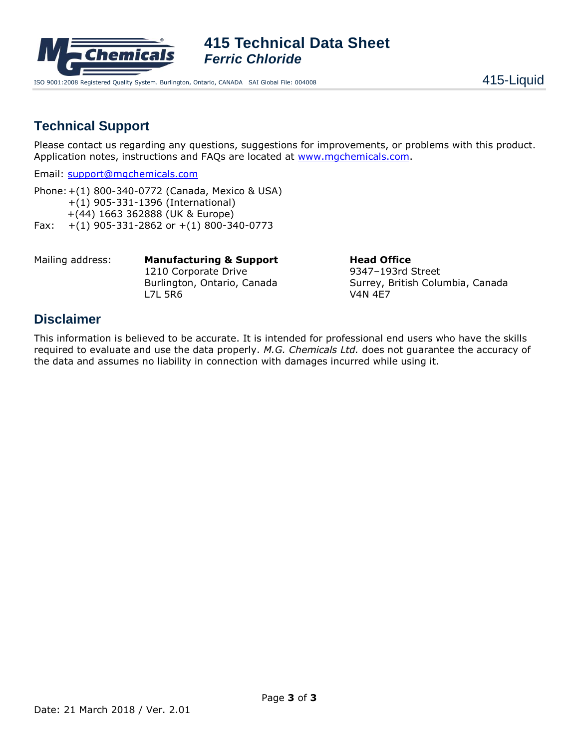## Technical Support

Please contact us regarding any questions, suggestions for improvements, or problems with this product. Application notes, instructions and FAQs are located at www.mgchemicals.com.

Email: support@mgchemicals.com

Phone: +(1) 800-340-0772 (Canada, Mexico & USA)
+(1) 905-331-1396 (International)
+(44) 1663 362888 (UK & Europe)
Fax: +(1) 905-331-2862 or +(1) 800-340-0773

Mailing address:

**Manufacturing & Support**
1210 Corporate Drive
Burlington, Ontario, Canada
L7L 5R6

**Head Office**
9347–193rd Street
Surrey, British Columbia, Canada
V4N 4E7

## Disclaimer

This information is believed to be accurate. It is intended for professional end users who have the skills required to evaluate and use the data properly. *M.G. Chemicals Ltd.* does not guarantee the accuracy of the data and assumes no liability in connection with damages incurred while using it.